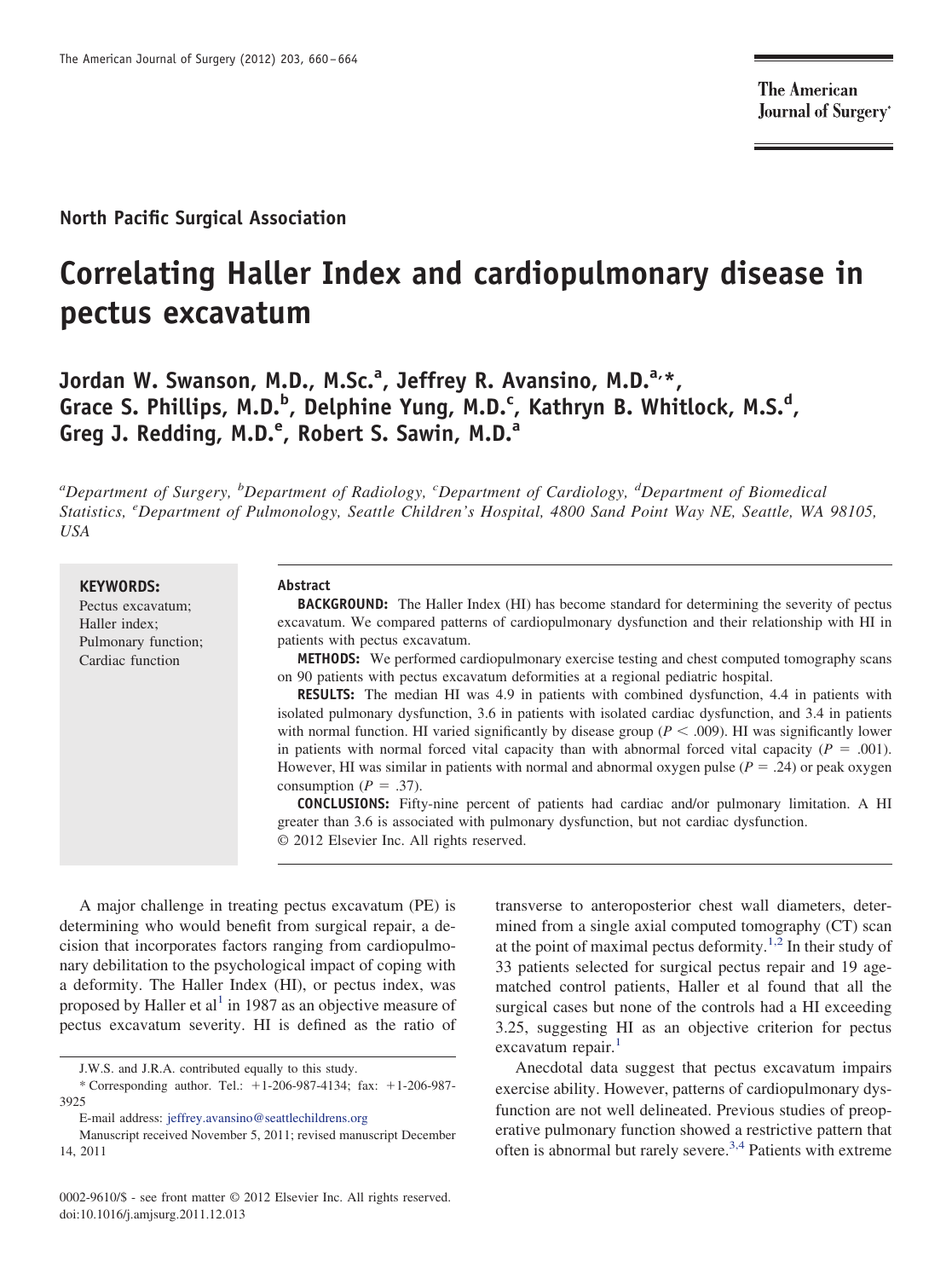North Pacific Surgical Association

# Correlating Haller Index and cardiopulmonary disease in pectus excavatum

**Jordan W. Swanson, M.D., M.Sc.[a], Jeffrey R. Avansino, M.D.[a,*], Grace S. Phillips, M.D.[b], Delphine Yung, M.D.[c], Kathryn B. Whitlock, M.S.[d], Greg J. Redding, M.D.[e], Robert S. Sawin, M.D.[a]**

*[a]Department of Surgery, [b]Department of Radiology, [c]Department of Cardiology, [d]Department of Biomedical Statistics, [e]Department of Pulmonology, Seattle Children's Hospital, 4800 Sand Point Way NE, Seattle, WA 98105, USA*

**KEYWORDS:**
Pectus excavatum;
Haller index;
Pulmonary function;
Cardiac function

**Abstract**

**BACKGROUND:** The Haller Index (HI) has become standard for determining the severity of pectus excavatum. We compared patterns of cardiopulmonary dysfunction and their relationship with HI in patients with pectus excavatum.

**METHODS:** We performed cardiopulmonary exercise testing and chest computed tomography scans on 90 patients with pectus excavatum deformities at a regional pediatric hospital.

**RESULTS:** The median HI was 4.9 in patients with combined dysfunction, 4.4 in patients with isolated pulmonary dysfunction, 3.6 in patients with isolated cardiac dysfunction, and 3.4 in patients with normal function. HI varied significantly by disease group ($P < .009$). HI was significantly lower in patients with normal forced vital capacity than with abnormal forced vital capacity ($P = .001$). However, HI was similar in patients with normal and abnormal oxygen pulse ($P = .24$) or peak oxygen consumption ($P = .37$).

**CONCLUSIONS:** Fifty-nine percent of patients had cardiac and/or pulmonary limitation. A HI greater than 3.6 is associated with pulmonary dysfunction, but not cardiac dysfunction.
© 2012 Elsevier Inc. All rights reserved.

A major challenge in treating pectus excavatum (PE) is determining who would benefit from surgical repair, a decision that incorporates factors ranging from cardiopulmonary debilitation to the psychological impact of coping with a deformity. The Haller Index (HI), or pectus index, was proposed by Haller et al[1] in 1987 as an objective measure of pectus excavatum severity. HI is defined as the ratio of transverse to anteroposterior chest wall diameters, determined from a single axial computed tomography (CT) scan at the point of maximal pectus deformity.[1,2] In their study of 33 patients selected for surgical pectus repair and 19 age-matched control patients, Haller et al found that all the surgical cases but none of the controls had a HI exceeding 3.25, suggesting HI as an objective criterion for pectus excavatum repair.[1]

Anecdotal data suggest that pectus excavatum impairs exercise ability. However, patterns of cardiopulmonary dysfunction are not well delineated. Previous studies of preoperative pulmonary function showed a restrictive pattern that often is abnormal but rarely severe.[3,4] Patients with extreme

J.W.S. and J.R.A. contributed equally to this study.

* Corresponding author. Tel.: +1-206-987-4134; fax: +1-206-987-3925

E-mail address: jeffrey.avansino@seattlechildrens.org

Manuscript received November 5, 2011; revised manuscript December 14, 2011

0002-9610/$ - see front matter © 2012 Elsevier Inc. All rights reserved.
doi:10.1016/j.amjsurg.2011.12.013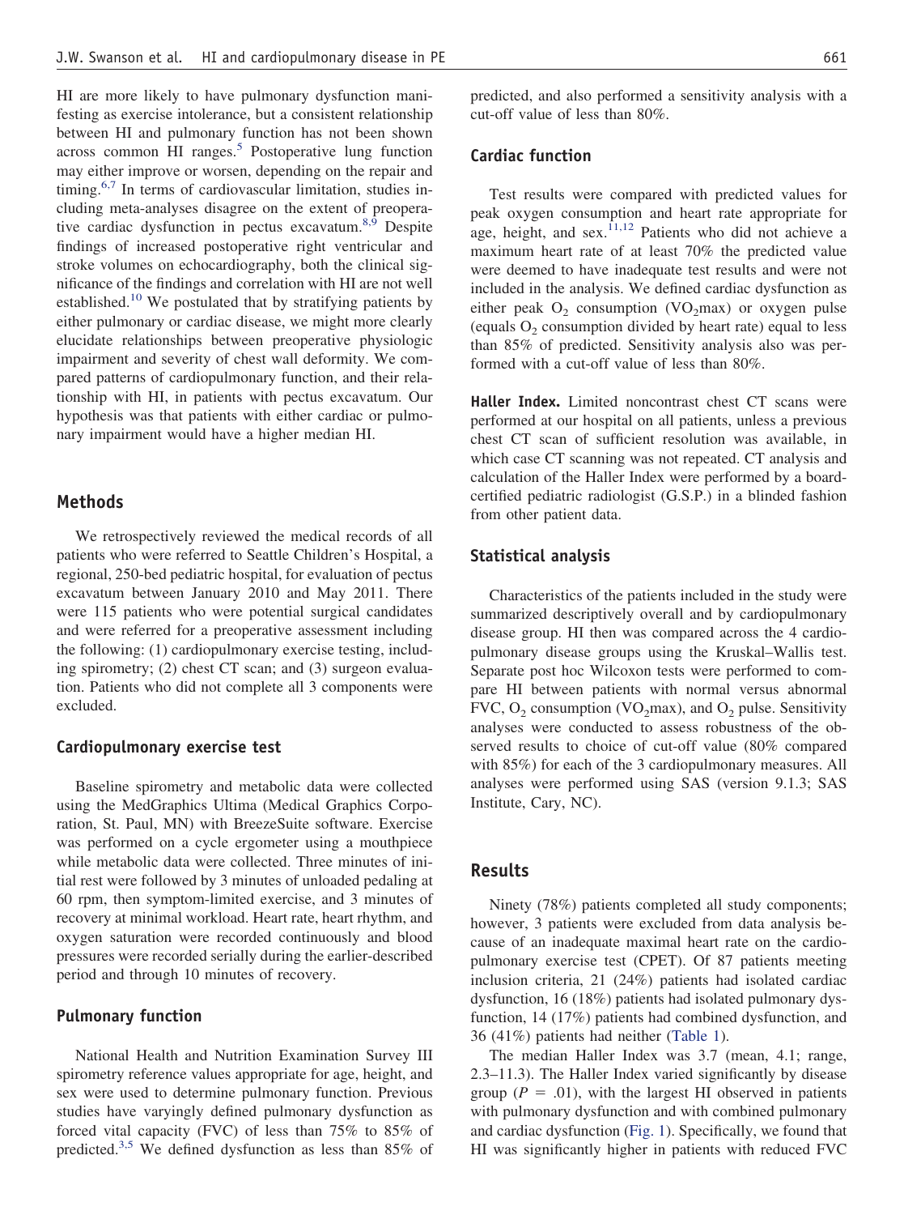HI are more likely to have pulmonary dysfunction manifesting as exercise intolerance, but a consistent relationship between HI and pulmonary function has not been shown across common HI ranges.[5] Postoperative lung function may either improve or worsen, depending on the repair and timing.[6,7] In terms of cardiovascular limitation, studies including meta-analyses disagree on the extent of preoperative cardiac dysfunction in pectus excavatum.[8,9] Despite findings of increased postoperative right ventricular and stroke volumes on echocardiography, both the clinical significance of the findings and correlation with HI are not well established.[10] We postulated that by stratifying patients by either pulmonary or cardiac disease, we might more clearly elucidate relationships between preoperative physiologic impairment and severity of chest wall deformity. We compared patterns of cardiopulmonary function, and their relationship with HI, in patients with pectus excavatum. Our hypothesis was that patients with either cardiac or pulmonary impairment would have a higher median HI.

## Methods

We retrospectively reviewed the medical records of all patients who were referred to Seattle Children's Hospital, a regional, 250-bed pediatric hospital, for evaluation of pectus excavatum between January 2010 and May 2011. There were 115 patients who were potential surgical candidates and were referred for a preoperative assessment including the following: (1) cardiopulmonary exercise testing, including spirometry; (2) chest CT scan; and (3) surgeon evaluation. Patients who did not complete all 3 components were excluded.

### Cardiopulmonary exercise test

Baseline spirometry and metabolic data were collected using the MedGraphics Ultima (Medical Graphics Corporation, St. Paul, MN) with BreezeSuite software. Exercise was performed on a cycle ergometer using a mouthpiece while metabolic data were collected. Three minutes of initial rest were followed by 3 minutes of unloaded pedaling at 60 rpm, then symptom-limited exercise, and 3 minutes of recovery at minimal workload. Heart rate, heart rhythm, and oxygen saturation were recorded continuously and blood pressures were recorded serially during the earlier-described period and through 10 minutes of recovery.

### Pulmonary function

National Health and Nutrition Examination Survey III spirometry reference values appropriate for age, height, and sex were used to determine pulmonary function. Previous studies have varyingly defined pulmonary dysfunction as forced vital capacity (FVC) of less than 75% to 85% of predicted.[3,5] We defined dysfunction as less than 85% of predicted, and also performed a sensitivity analysis with a cut-off value of less than 80%.

### Cardiac function

Test results were compared with predicted values for peak oxygen consumption and heart rate appropriate for age, height, and sex.[11,12] Patients who did not achieve a maximum heart rate of at least 70% the predicted value were deemed to have inadequate test results and were not included in the analysis. We defined cardiac dysfunction as either peak $O_2$ consumption ($VO_2$max) or oxygen pulse (equals $O_2$ consumption divided by heart rate) equal to less than 85% of predicted. Sensitivity analysis also was performed with a cut-off value of less than 80%.

**Haller Index.** Limited noncontrast chest CT scans were performed at our hospital on all patients, unless a previous chest CT scan of sufficient resolution was available, in which case CT scanning was not repeated. CT analysis and calculation of the Haller Index were performed by a board-certified pediatric radiologist (G.S.P.) in a blinded fashion from other patient data.

### Statistical analysis

Characteristics of the patients included in the study were summarized descriptively overall and by cardiopulmonary disease group. HI then was compared across the 4 cardiopulmonary disease groups using the Kruskal–Wallis test. Separate post hoc Wilcoxon tests were performed to compare HI between patients with normal versus abnormal FVC, $O_2$ consumption ($VO_2$max), and $O_2$ pulse. Sensitivity analyses were conducted to assess robustness of the observed results to choice of cut-off value (80% compared with 85%) for each of the 3 cardiopulmonary measures. All analyses were performed using SAS (version 9.1.3; SAS Institute, Cary, NC).

## Results

Ninety (78%) patients completed all study components; however, 3 patients were excluded from data analysis because of an inadequate maximal heart rate on the cardiopulmonary exercise test (CPET). Of 87 patients meeting inclusion criteria, 21 (24%) patients had isolated cardiac dysfunction, 16 (18%) patients had isolated pulmonary dysfunction, 14 (17%) patients had combined dysfunction, and 36 (41%) patients had neither (Table 1).

The median Haller Index was 3.7 (mean, 4.1; range, 2.3–11.3). The Haller Index varied significantly by disease group ($P = .01$), with the largest HI observed in patients with pulmonary dysfunction and with combined pulmonary and cardiac dysfunction (Fig. 1). Specifically, we found that HI was significantly higher in patients with reduced FVC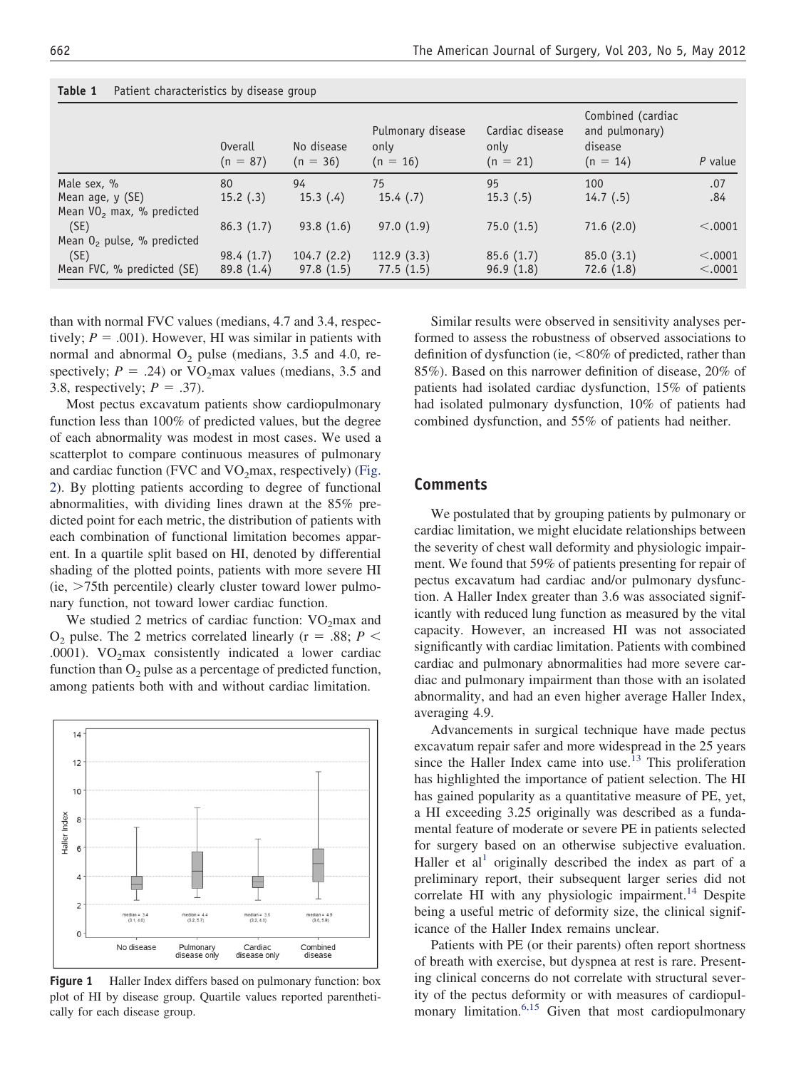**Table 1** Patient characteristics by disease group

| | Overall (n = 87) | No disease (n = 36) | Pulmonary disease only (n = 16) | Cardiac disease only (n = 21) | Combined (cardiac and pulmonary) disease (n = 14) | *P* value |
|---|---|---|---|---|---|---|
| Male sex, % | 80 | 94 | 75 | 95 | 100 | .07 |
| Mean age, y (SE) | 15.2 (.3) | 15.3 (.4) | 15.4 (.7) | 15.3 (.5) | 14.7 (.5) | .84 |
| Mean $VO_2$ max, % predicted (SE) | 86.3 (1.7) | 93.8 (1.6) | 97.0 (1.9) | 75.0 (1.5) | 71.6 (2.0) | <.0001 |
| Mean $O_2$ pulse, % predicted (SE) | 98.4 (1.7) | 104.7 (2.2) | 112.9 (3.3) | 85.6 (1.7) | 85.0 (3.1) | <.0001 |
| Mean FVC, % predicted (SE) | 89.8 (1.4) | 97.8 (1.5) | 77.5 (1.5) | 96.9 (1.8) | 72.6 (1.8) | <.0001 |

than with normal FVC values (medians, 4.7 and 3.4, respectively; $P = .001$). However, HI was similar in patients with normal and abnormal $O_2$ pulse (medians, 3.5 and 4.0, respectively; $P = .24$) or $VO_2$max values (medians, 3.5 and 3.8, respectively; $P = .37$).

Most pectus excavatum patients show cardiopulmonary function less than 100% of predicted values, but the degree of each abnormality was modest in most cases. We used a scatterplot to compare continuous measures of pulmonary and cardiac function (FVC and $VO_2$max, respectively) (Fig. 2). By plotting patients according to degree of functional abnormalities, with dividing lines drawn at the 85% predicted point for each metric, the distribution of patients with each combination of functional limitation becomes apparent. In a quartile split based on HI, denoted by differential shading of the plotted points, patients with more severe HI (ie, >75th percentile) clearly cluster toward lower pulmonary function, not toward lower cardiac function.

We studied 2 metrics of cardiac function: $VO_2$max and $O_2$ pulse. The 2 metrics correlated linearly ($r = .88$; $P < .0001$). $VO_2$max consistently indicated a lower cardiac function than $O_2$ pulse as a percentage of predicted function, among patients both with and without cardiac limitation.

**Figure 1** Haller Index differs based on pulmonary function: box plot of HI by disease group. Quartile values reported parenthetically for each disease group.

Similar results were observed in sensitivity analyses performed to assess the robustness of observed associations to definition of dysfunction (ie, <80% of predicted, rather than 85%). Based on this narrower definition of disease, 20% of patients had isolated cardiac dysfunction, 15% of patients had isolated pulmonary dysfunction, 10% of patients had combined dysfunction, and 55% of patients had neither.

## Comments

We postulated that by grouping patients by pulmonary or cardiac limitation, we might elucidate relationships between the severity of chest wall deformity and physiologic impairment. We found that 59% of patients presenting for repair of pectus excavatum had cardiac and/or pulmonary dysfunction. A Haller Index greater than 3.6 was associated significantly with reduced lung function as measured by the vital capacity. However, an increased HI was not associated significantly with cardiac limitation. Patients with combined cardiac and pulmonary abnormalities had more severe cardiac and pulmonary impairment than those with an isolated abnormality, and had an even higher average Haller Index, averaging 4.9.

Advancements in surgical technique have made pectus excavatum repair safer and more widespread in the 25 years since the Haller Index came into use.[13] This proliferation has highlighted the importance of patient selection. The HI has gained popularity as a quantitative measure of PE, yet, a HI exceeding 3.25 originally was described as a fundamental feature of moderate or severe PE in patients selected for surgery based on an otherwise subjective evaluation. Haller et al[1] originally described the index as part of a preliminary report, their subsequent larger series did not correlate HI with any physiologic impairment.[14] Despite being a useful metric of deformity size, the clinical significance of the Haller Index remains unclear.

Patients with PE (or their parents) often report shortness of breath with exercise, but dyspnea at rest is rare. Presenting clinical concerns do not correlate with structural severity of the pectus deformity or with measures of cardiopulmonary limitation.[6,15] Given that most cardiopulmonary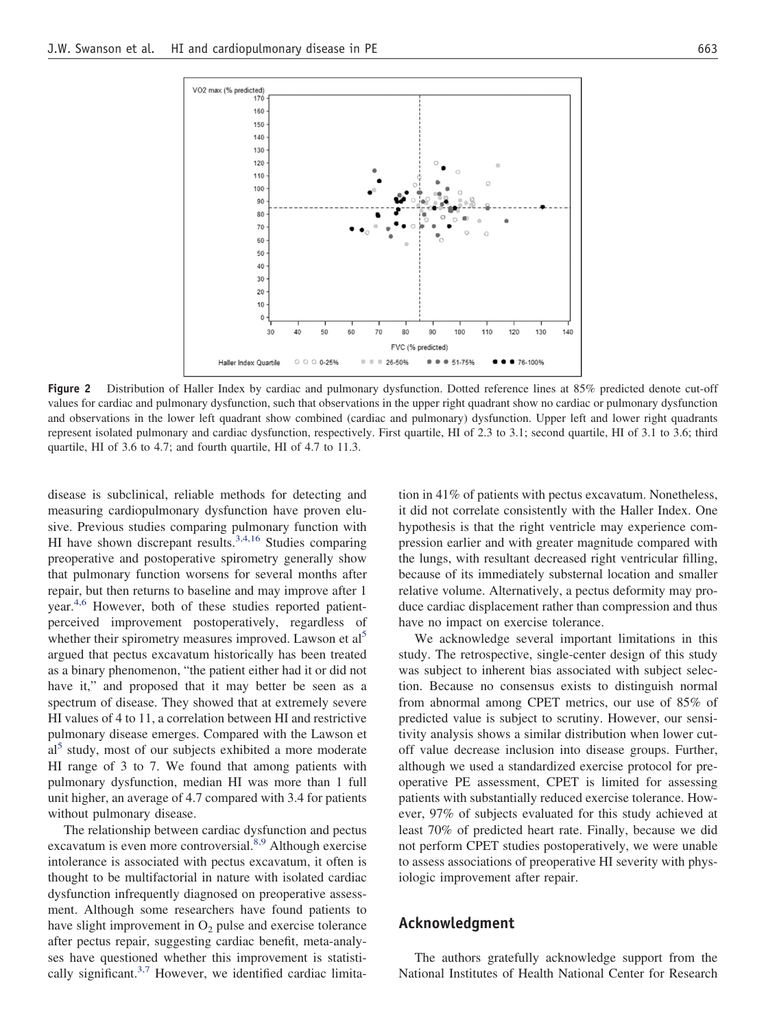**Figure 2** Distribution of Haller Index by cardiac and pulmonary dysfunction. Dotted reference lines at 85% predicted denote cut-off values for cardiac and pulmonary dysfunction, such that observations in the upper right quadrant show no cardiac or pulmonary dysfunction and observations in the lower left quadrant show combined (cardiac and pulmonary) dysfunction. Upper left and lower right quadrants represent isolated pulmonary and cardiac dysfunction, respectively. First quartile, HI of 2.3 to 3.1; second quartile, HI of 3.1 to 3.6; third quartile, HI of 3.6 to 4.7; and fourth quartile, HI of 4.7 to 11.3.

disease is subclinical, reliable methods for detecting and measuring cardiopulmonary dysfunction have proven elusive. Previous studies comparing pulmonary function with HI have shown discrepant results.[3,4,16] Studies comparing preoperative and postoperative spirometry generally show that pulmonary function worsens for several months after repair, but then returns to baseline and may improve after 1 year.[4,6] However, both of these studies reported patient-perceived improvement postoperatively, regardless of whether their spirometry measures improved. Lawson et al[5] argued that pectus excavatum historically has been treated as a binary phenomenon, "the patient either had it or did not have it," and proposed that it may better be seen as a spectrum of disease. They showed that at extremely severe HI values of 4 to 11, a correlation between HI and restrictive pulmonary disease emerges. Compared with the Lawson et al[5] study, most of our subjects exhibited a more moderate HI range of 3 to 7. We found that among patients with pulmonary dysfunction, median HI was more than 1 full unit higher, an average of 4.7 compared with 3.4 for patients without pulmonary disease.

The relationship between cardiac dysfunction and pectus excavatum is even more controversial.[8,9] Although exercise intolerance is associated with pectus excavatum, it often is thought to be multifactorial in nature with isolated cardiac dysfunction infrequently diagnosed on preoperative assessment. Although some researchers have found patients to have slight improvement in $O_2$ pulse and exercise tolerance after pectus repair, suggesting cardiac benefit, meta-analyses have questioned whether this improvement is statistically significant.[3,7] However, we identified cardiac limitation in 41% of patients with pectus excavatum. Nonetheless, it did not correlate consistently with the Haller Index. One hypothesis is that the right ventricle may experience compression earlier and with greater magnitude compared with the lungs, with resultant decreased right ventricular filling, because of its immediately substernal location and smaller relative volume. Alternatively, a pectus deformity may produce cardiac displacement rather than compression and thus have no impact on exercise tolerance.

We acknowledge several important limitations in this study. The retrospective, single-center design of this study was subject to inherent bias associated with subject selection. Because no consensus exists to distinguish normal from abnormal among CPET metrics, our use of 85% of predicted value is subject to scrutiny. However, our sensitivity analysis shows a similar distribution when lower cut-off value decrease inclusion into disease groups. Further, although we used a standardized exercise protocol for preoperative PE assessment, CPET is limited for assessing patients with substantially reduced exercise tolerance. However, 97% of subjects evaluated for this study achieved at least 70% of predicted heart rate. Finally, because we did not perform CPET studies postoperatively, we were unable to assess associations of preoperative HI severity with physiologic improvement after repair.

## Acknowledgment

The authors gratefully acknowledge support from the National Institutes of Health National Center for Research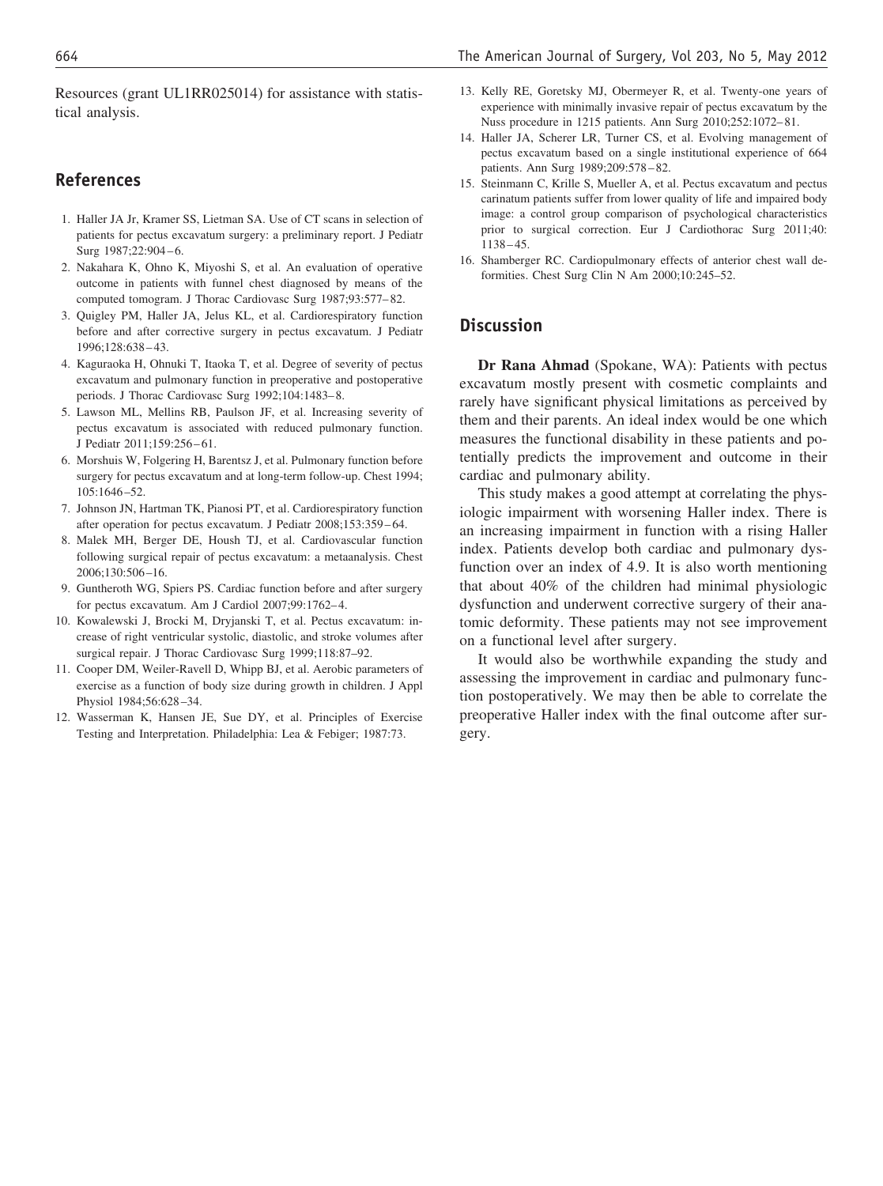Resources (grant UL1RR025014) for assistance with statistical analysis.

## References

1. Haller JA Jr, Kramer SS, Lietman SA. Use of CT scans in selection of patients for pectus excavatum surgery: a preliminary report. J Pediatr Surg 1987;22:904–6.
2. Nakahara K, Ohno K, Miyoshi S, et al. An evaluation of operative outcome in patients with funnel chest diagnosed by means of the computed tomogram. J Thorac Cardiovasc Surg 1987;93:577–82.
3. Quigley PM, Haller JA, Jelus KL, et al. Cardiorespiratory function before and after corrective surgery in pectus excavatum. J Pediatr 1996;128:638–43.
4. Kaguraoka H, Ohnuki T, Itaoka T, et al. Degree of severity of pectus excavatum and pulmonary function in preoperative and postoperative periods. J Thorac Cardiovasc Surg 1992;104:1483–8.
5. Lawson ML, Mellins RB, Paulson JF, et al. Increasing severity of pectus excavatum is associated with reduced pulmonary function. J Pediatr 2011;159:256–61.
6. Morshuis W, Folgering H, Barentsz J, et al. Pulmonary function before surgery for pectus excavatum and at long-term follow-up. Chest 1994; 105:1646–52.
7. Johnson JN, Hartman TK, Pianosi PT, et al. Cardiorespiratory function after operation for pectus excavatum. J Pediatr 2008;153:359–64.
8. Malek MH, Berger DE, Housh TJ, et al. Cardiovascular function following surgical repair of pectus excavatum: a metaanalysis. Chest 2006;130:506–16.
9. Guntheroth WG, Spiers PS. Cardiac function before and after surgery for pectus excavatum. Am J Cardiol 2007;99:1762–4.
10. Kowalewski J, Brocki M, Dryjanski T, et al. Pectus excavatum: increase of right ventricular systolic, diastolic, and stroke volumes after surgical repair. J Thorac Cardiovasc Surg 1999;118:87–92.
11. Cooper DM, Weiler-Ravell D, Whipp BJ, et al. Aerobic parameters of exercise as a function of body size during growth in children. J Appl Physiol 1984;56:628–34.
12. Wasserman K, Hansen JE, Sue DY, et al. Principles of Exercise Testing and Interpretation. Philadelphia: Lea & Febiger; 1987:73.
13. Kelly RE, Goretsky MJ, Obermeyer R, et al. Twenty-one years of experience with minimally invasive repair of pectus excavatum by the Nuss procedure in 1215 patients. Ann Surg 2010;252:1072–81.
14. Haller JA, Scherer LR, Turner CS, et al. Evolving management of pectus excavatum based on a single institutional experience of 664 patients. Ann Surg 1989;209:578–82.
15. Steinmann C, Krille S, Mueller A, et al. Pectus excavatum and pectus carinatum patients suffer from lower quality of life and impaired body image: a control group comparison of psychological characteristics prior to surgical correction. Eur J Cardiothorac Surg 2011;40: 1138–45.
16. Shamberger RC. Cardiopulmonary effects of anterior chest wall deformities. Chest Surg Clin N Am 2000;10:245–52.

## Discussion

**Dr Rana Ahmad** (Spokane, WA): Patients with pectus excavatum mostly present with cosmetic complaints and rarely have significant physical limitations as perceived by them and their parents. An ideal index would be one which measures the functional disability in these patients and potentially predicts the improvement and outcome in their cardiac and pulmonary ability.

This study makes a good attempt at correlating the physiologic impairment with worsening Haller index. There is an increasing impairment in function with a rising Haller index. Patients develop both cardiac and pulmonary dysfunction over an index of 4.9. It is also worth mentioning that about 40% of the children had minimal physiologic dysfunction and underwent corrective surgery of their anatomic deformity. These patients may not see improvement on a functional level after surgery.

It would also be worthwhile expanding the study and assessing the improvement in cardiac and pulmonary function postoperatively. We may then be able to correlate the preoperative Haller index with the final outcome after surgery.